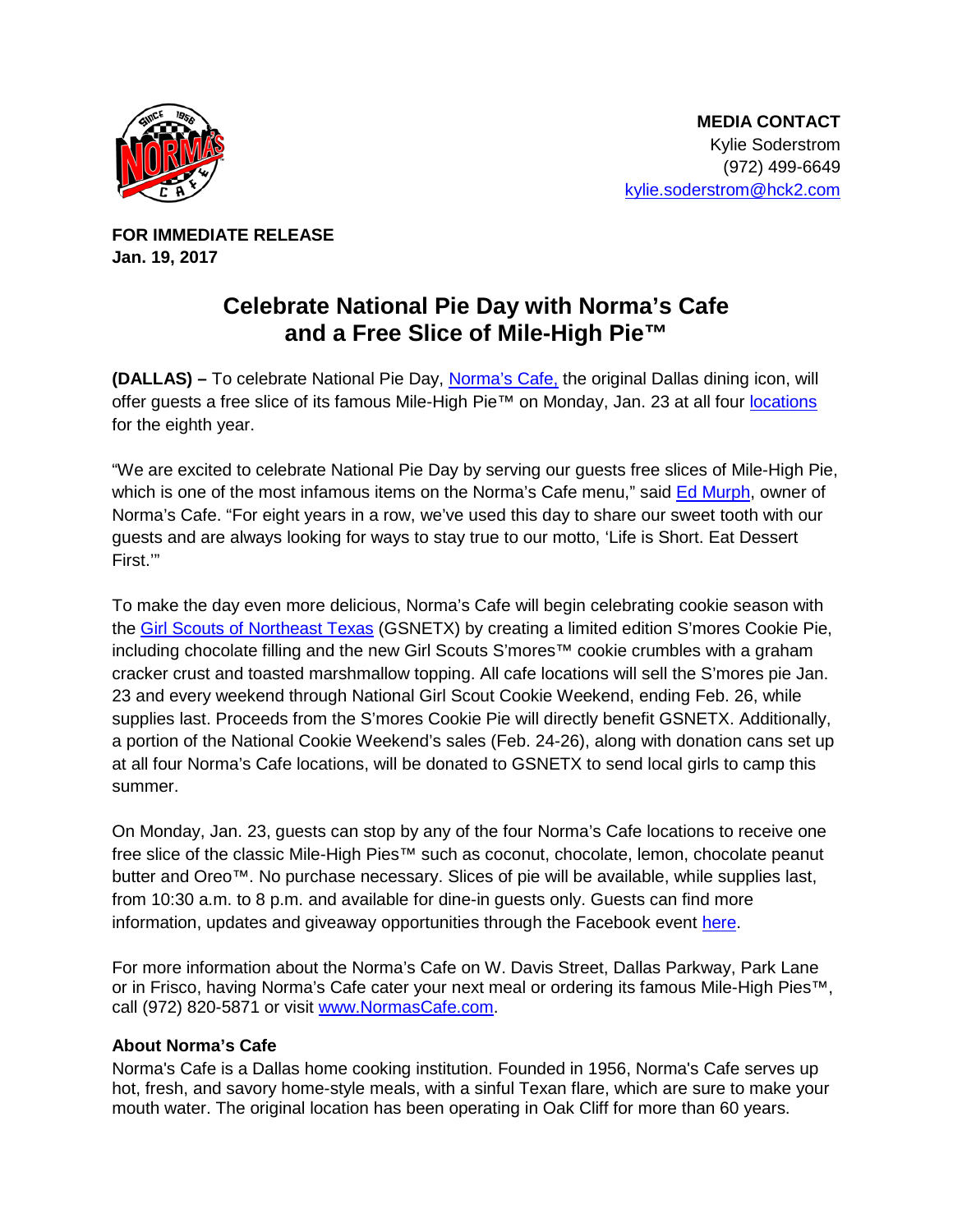**MEDIA CONTACT**
Kylie Soderstrom
(972) 499-6649
kylie.soderstrom@hck2.com

**FOR IMMEDIATE RELEASE**
**Jan. 19, 2017**

# Celebrate National Pie Day with Norma's Cafe and a Free Slice of Mile-High Pie™

**(DALLAS) –** To celebrate National Pie Day, Norma's Cafe, the original Dallas dining icon, will offer guests a free slice of its famous Mile-High Pie™ on Monday, Jan. 23 at all four locations for the eighth year.

"We are excited to celebrate National Pie Day by serving our guests free slices of Mile-High Pie, which is one of the most infamous items on the Norma's Cafe menu," said Ed Murph, owner of Norma's Cafe. "For eight years in a row, we've used this day to share our sweet tooth with our guests and are always looking for ways to stay true to our motto, 'Life is Short. Eat Dessert First.'"

To make the day even more delicious, Norma's Cafe will begin celebrating cookie season with the Girl Scouts of Northeast Texas (GSNETX) by creating a limited edition S'mores Cookie Pie, including chocolate filling and the new Girl Scouts S'mores™ cookie crumbles with a graham cracker crust and toasted marshmallow topping. All cafe locations will sell the S'mores pie Jan. 23 and every weekend through National Girl Scout Cookie Weekend, ending Feb. 26, while supplies last. Proceeds from the S'mores Cookie Pie will directly benefit GSNETX. Additionally, a portion of the National Cookie Weekend's sales (Feb. 24-26), along with donation cans set up at all four Norma's Cafe locations, will be donated to GSNETX to send local girls to camp this summer.

On Monday, Jan. 23, guests can stop by any of the four Norma's Cafe locations to receive one free slice of the classic Mile-High Pies™ such as coconut, chocolate, lemon, chocolate peanut butter and Oreo™. No purchase necessary. Slices of pie will be available, while supplies last, from 10:30 a.m. to 8 p.m. and available for dine-in guests only. Guests can find more information, updates and giveaway opportunities through the Facebook event here.

For more information about the Norma's Cafe on W. Davis Street, Dallas Parkway, Park Lane or in Frisco, having Norma's Cafe cater your next meal or ordering its famous Mile-High Pies™, call (972) 820-5871 or visit www.NormasCafe.com.

**About Norma's Cafe**

Norma's Cafe is a Dallas home cooking institution. Founded in 1956, Norma's Cafe serves up hot, fresh, and savory home-style meals, with a sinful Texan flare, which are sure to make your mouth water. The original location has been operating in Oak Cliff for more than 60 years.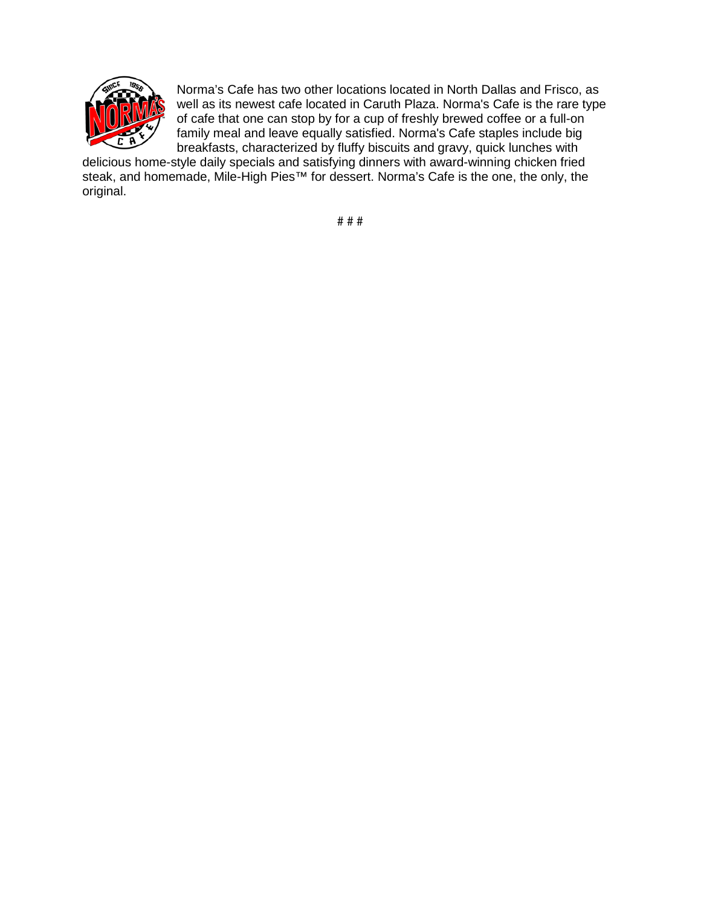Norma's Cafe has two other locations located in North Dallas and Frisco, as well as its newest cafe located in Caruth Plaza. Norma's Cafe is the rare type of cafe that one can stop by for a cup of freshly brewed coffee or a full-on family meal and leave equally satisfied. Norma's Cafe staples include big breakfasts, characterized by fluffy biscuits and gravy, quick lunches with delicious home-style daily specials and satisfying dinners with award-winning chicken fried steak, and homemade, Mile-High Pies™ for dessert. Norma's Cafe is the one, the only, the original.

# # #